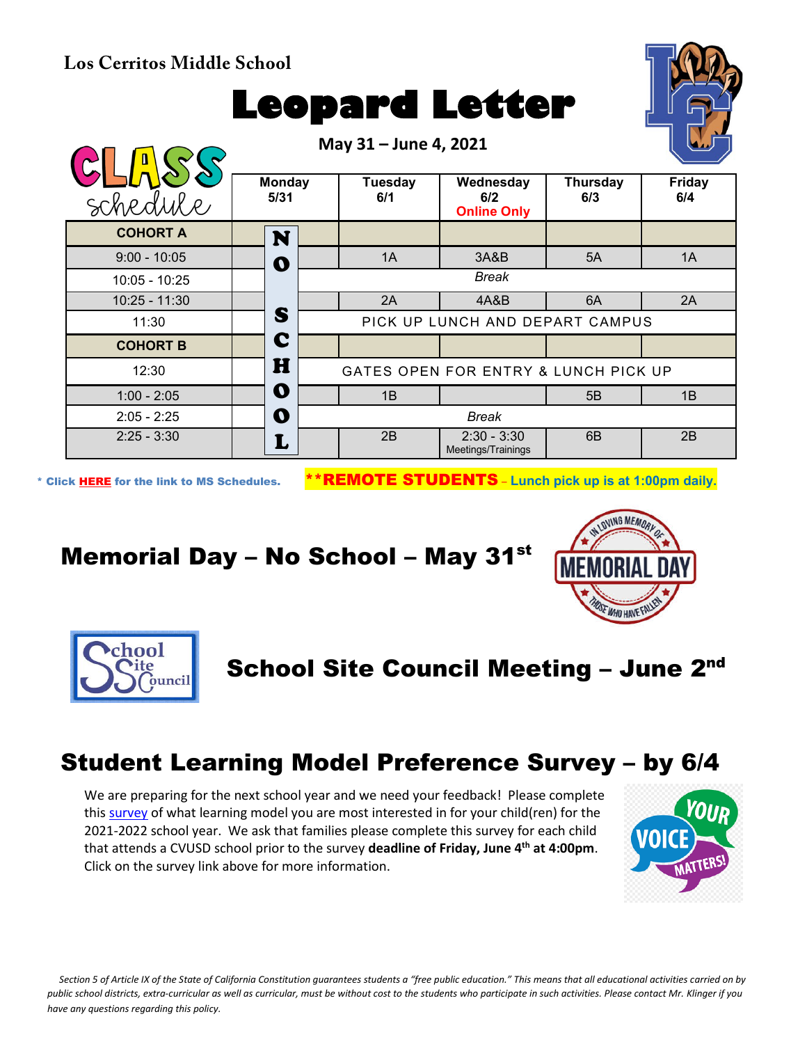**Los Cerritos Middle School**

# Leopard Letter

**May 31 – June 4, 2021**

## CLASS schedule

| | Monday 5/31 | Tuesday 6/1 | Wednesday 6/2 Online Only | Thursday 6/3 | Friday 6/4 |
|---|---|---|---|---|---|
| **COHORT A** | NO SCHOOL | | | | |
| 9:00 - 10:05 | | 1A | 3A&B | 5A | 1A |
| 10:05 - 10:25 | | *Break* | | | |
| 10:25 - 11:30 | | 2A | 4A&B | 6A | 2A |
| 11:30 | | PICK UP LUNCH AND DEPART CAMPUS | | | |
| **COHORT B** | | | | | |
| 12:30 | | GATES OPEN FOR ENTRY & LUNCH PICK UP | | | |
| 1:00 - 2:05 | | 1B | | 5B | 1B |
| 2:05 - 2:25 | | *Break* | | | |
| 2:25 - 3:30 | | 2B | 2:30 - 3:30 Meetings/Trainings | 6B | 2B |

* Click **HERE** for the link to MS Schedules.

****REMOTE STUDENTS** – Lunch pick up is at 1:00pm daily.**

## Memorial Day – No School – May 31st

## School Site Council Meeting – June 2nd

## Student Learning Model Preference Survey – by 6/4

We are preparing for the next school year and we need your feedback! Please complete this survey of what learning model you are most interested in for your child(ren) for the 2021-2022 school year. We ask that families please complete this survey for each child that attends a CVUSD school prior to the survey **deadline of Friday, June 4th at 4:00pm**. Click on the survey link above for more information.

*Section 5 of Article IX of the State of California Constitution guarantees students a "free public education." This means that all educational activities carried on by public school districts, extra-curricular as well as curricular, must be without cost to the students who participate in such activities. Please contact Mr. Klinger if you have any questions regarding this policy.*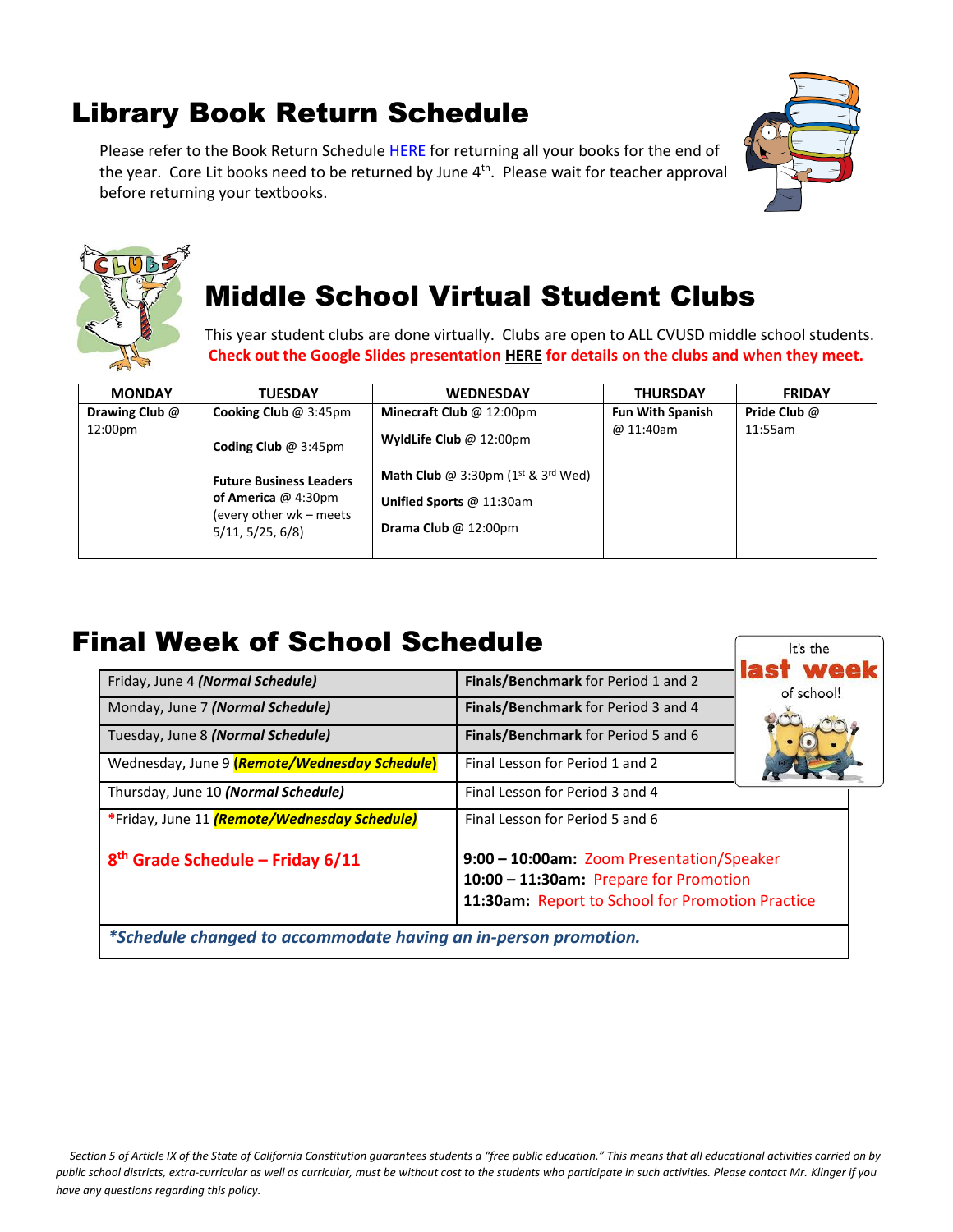# Library Book Return Schedule

Please refer to the Book Return Schedule HERE for returning all your books for the end of the year. Core Lit books need to be returned by June 4th. Please wait for teacher approval before returning your textbooks.

# Middle School Virtual Student Clubs

This year student clubs are done virtually. Clubs are open to ALL CVUSD middle school students.
**Check out the Google Slides presentation HERE for details on the clubs and when they meet.**

| MONDAY | TUESDAY | WEDNESDAY | THURSDAY | FRIDAY |
|---|---|---|---|---|
| **Drawing Club** @ 12:00pm | **Cooking Club** @ 3:45pm<br><br>**Coding Club** @ 3:45pm<br><br>**Future Business Leaders of America** @ 4:30pm (every other wk – meets 5/11, 5/25, 6/8) | **Minecraft Club** @ 12:00pm<br><br>**WyldLife Club** @ 12:00pm<br><br>**Math Club** @ 3:30pm (1st & 3rd Wed)<br><br>**Unified Sports** @ 11:30am<br><br>**Drama Club** @ 12:00pm | **Fun With Spanish** @ 11:40am | **Pride Club** @ 11:55am |

# Final Week of School Schedule

It's the **last week** of school!

| | |
|---|---|
| Friday, June 4 ***(Normal Schedule)*** | **Finals/Benchmark** for Period 1 and 2 |
| Monday, June 7 ***(Normal Schedule)*** | **Finals/Benchmark** for Period 3 and 4 |
| Tuesday, June 8 ***(Normal Schedule)*** | **Finals/Benchmark** for Period 5 and 6 |
| Wednesday, June 9 ***(Remote/Wednesday Schedule)*** | Final Lesson for Period 1 and 2 |
| Thursday, June 10 ***(Normal Schedule)*** | Final Lesson for Period 3 and 4 |
| *Friday, June 11 ***(Remote/Wednesday Schedule)*** | Final Lesson for Period 5 and 6 |
| **8th Grade Schedule – Friday 6/11** | **9:00 – 10:00am:** Zoom Presentation/Speaker<br>**10:00 – 11:30am:** Prepare for Promotion<br>**11:30am:** Report to School for Promotion Practice |

***\*Schedule changed to accommodate having an in-person promotion.***

*Section 5 of Article IX of the State of California Constitution guarantees students a "free public education." This means that all educational activities carried on by public school districts, extra-curricular as well as curricular, must be without cost to the students who participate in such activities. Please contact Mr. Klinger if you have any questions regarding this policy.*